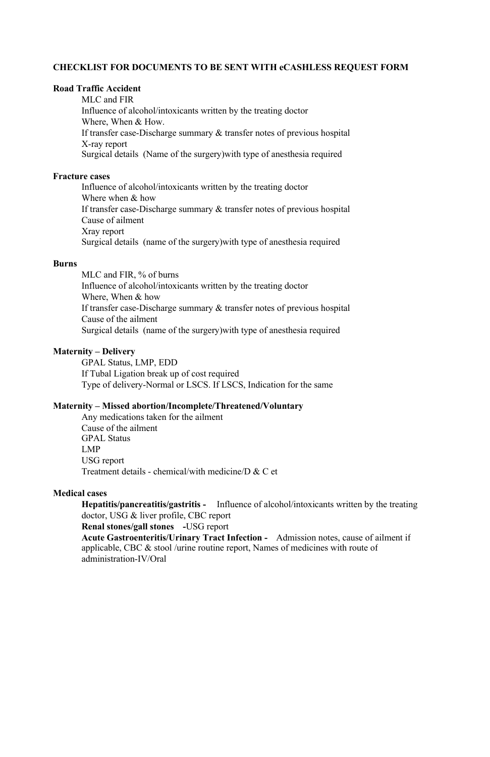**CHECKLIST FOR DOCUMENTS TO BE SENT WITH eCASHLESS REQUEST FORM**

**Road Traffic Accident**

- MLC and FIR
- Influence of alcohol/intoxicants written by the treating doctor
- Where, When & How.
- If transfer case-Discharge summary & transfer notes of previous hospital
- X-ray report
- Surgical details (Name of the surgery)with type of anesthesia required

**Fracture cases**

- Influence of alcohol/intoxicants written by the treating doctor
- Where when & how
- If transfer case-Discharge summary & transfer notes of previous hospital
- Cause of ailment
- Xray report
- Surgical details (name of the surgery)with type of anesthesia required

**Burns**

- MLC and FIR, % of burns
- Influence of alcohol/intoxicants written by the treating doctor
- Where, When & how
- If transfer case-Discharge summary & transfer notes of previous hospital
- Cause of the ailment
- Surgical details (name of the surgery)with type of anesthesia required

**Maternity – Delivery**

- GPAL Status, LMP, EDD
- If Tubal Ligation break up of cost required
- Type of delivery-Normal or LSCS. If LSCS, Indication for the same

**Maternity – Missed abortion/Incomplete/Threatened/Voluntary**

- Any medications taken for the ailment
- Cause of the ailment
- GPAL Status
- LMP
- USG report
- Treatment details - chemical/with medicine/D & C et

**Medical cases**

- **Hepatitis/pancreatitis/gastritis -** Influence of alcohol/intoxicants written by the treating doctor, USG & liver profile, CBC report
- **Renal stones/gall stones -**USG report
- **Acute Gastroenteritis/Urinary Tract Infection -** Admission notes, cause of ailment if applicable, CBC & stool /urine routine report, Names of medicines with route of administration-IV/Oral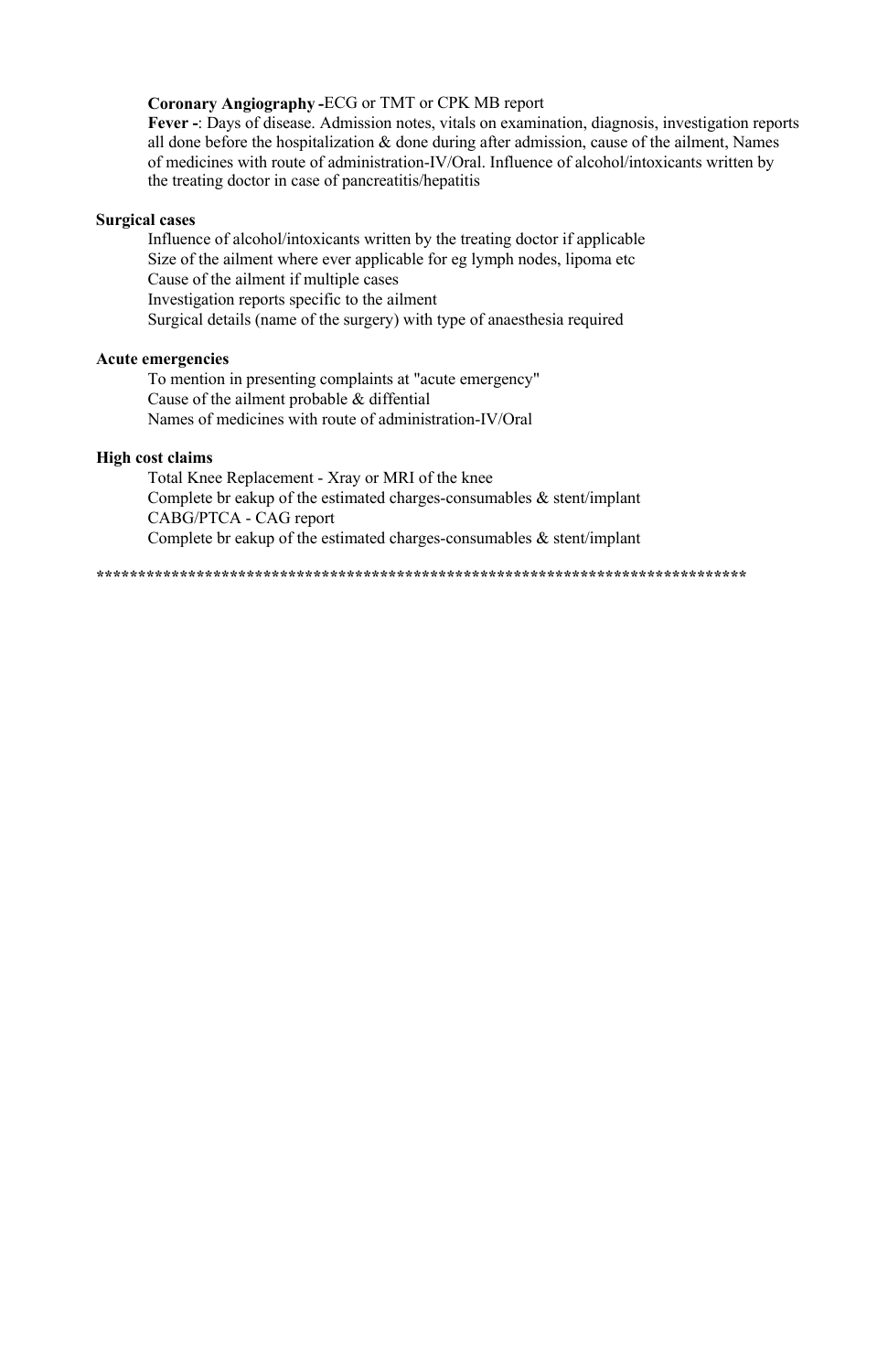**Coronary Angiography -**ECG or TMT or CPK MB report

**Fever -**: Days of disease. Admission notes, vitals on examination, diagnosis, investigation reports all done before the hospitalization & done during after admission, cause of the ailment, Names of medicines with route of administration-IV/Oral. Influence of alcohol/intoxicants written by the treating doctor in case of pancreatitis/hepatitis

**Surgical cases**

Influence of alcohol/intoxicants written by the treating doctor if applicable
Size of the ailment where ever applicable for eg lymph nodes, lipoma etc
Cause of the ailment if multiple cases
Investigation reports specific to the ailment
Surgical details (name of the surgery) with type of anaesthesia required

**Acute emergencies**

To mention in presenting complaints at "acute emergency"
Cause of the ailment probable & diffential
Names of medicines with route of administration-IV/Oral

**High cost claims**

Total Knee Replacement - Xray or MRI of the knee
Complete br eakup of the estimated charges-consumables & stent/implant
CABG/PTCA - CAG report
Complete br eakup of the estimated charges-consumables & stent/implant

********************************************************************************